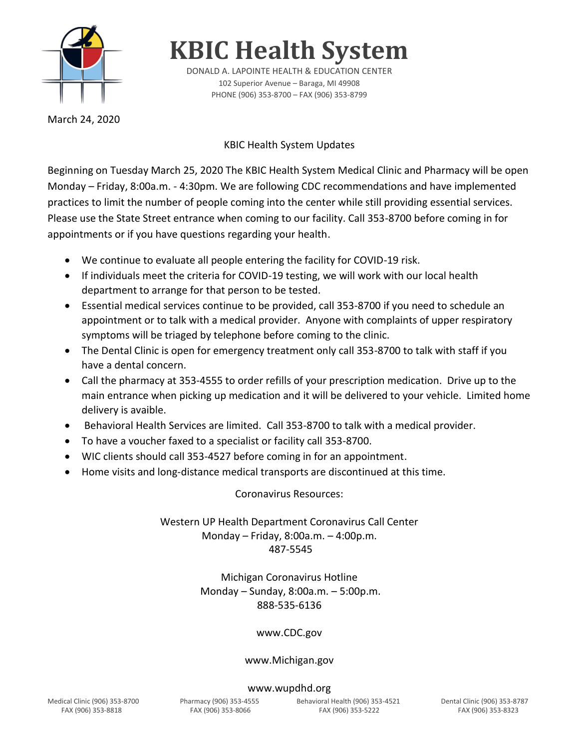# KBIC Health System

DONALD A. LAPOINTE HEALTH & EDUCATION CENTER
102 Superior Avenue – Baraga, MI 49908
PHONE (906) 353-8700 – FAX (906) 353-8799

March 24, 2020

KBIC Health System Updates

Beginning on Tuesday March 25, 2020 The KBIC Health System Medical Clinic and Pharmacy will be open Monday – Friday, 8:00a.m. - 4:30pm. We are following CDC recommendations and have implemented practices to limit the number of people coming into the center while still providing essential services. Please use the State Street entrance when coming to our facility. Call 353-8700 before coming in for appointments or if you have questions regarding your health.

- We continue to evaluate all people entering the facility for COVID-19 risk.
- If individuals meet the criteria for COVID-19 testing, we will work with our local health department to arrange for that person to be tested.
- Essential medical services continue to be provided, call 353-8700 if you need to schedule an appointment or to talk with a medical provider. Anyone with complaints of upper respiratory symptoms will be triaged by telephone before coming to the clinic.
- The Dental Clinic is open for emergency treatment only call 353-8700 to talk with staff if you have a dental concern.
- Call the pharmacy at 353-4555 to order refills of your prescription medication. Drive up to the main entrance when picking up medication and it will be delivered to your vehicle. Limited home delivery is avaible.
- Behavioral Health Services are limited. Call 353-8700 to talk with a medical provider.
- To have a voucher faxed to a specialist or facility call 353-8700.
- WIC clients should call 353-4527 before coming in for an appointment.
- Home visits and long-distance medical transports are discontinued at this time.

Coronavirus Resources:

Western UP Health Department Coronavirus Call Center
Monday – Friday, 8:00a.m. – 4:00p.m.
487-5545

Michigan Coronavirus Hotline
Monday – Sunday, 8:00a.m. – 5:00p.m.
888-535-6136

www.CDC.gov

www.Michigan.gov

www.wupdhd.org

Medical Clinic (906) 353-8700 FAX (906) 353-8818 | Pharmacy (906) 353-4555 FAX (906) 353-8066 | Behavioral Health (906) 353-4521 FAX (906) 353-5222 | Dental Clinic (906) 353-8787 FAX (906) 353-8323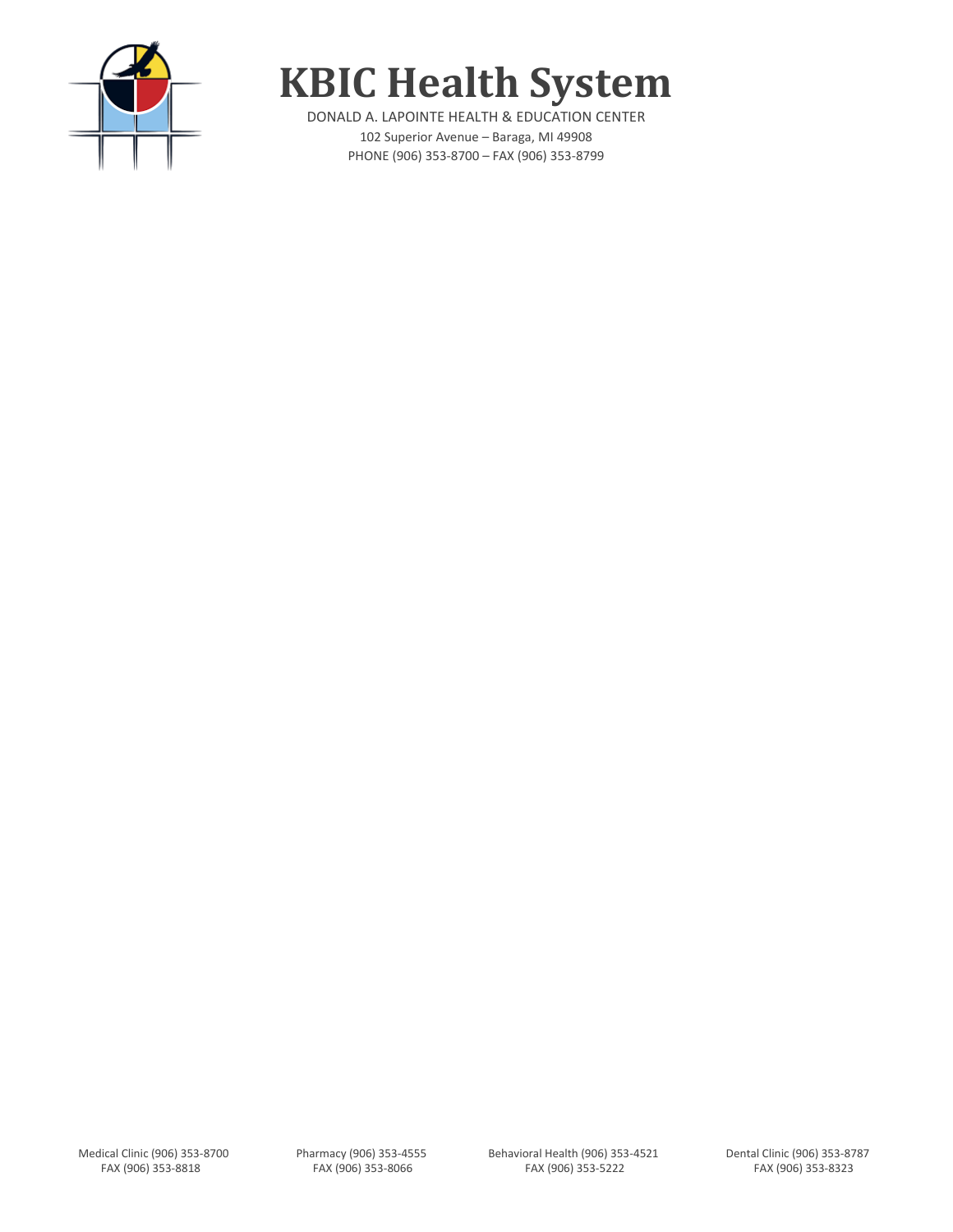# KBIC Health System

DONALD A. LAPOINTE HEALTH & EDUCATION CENTER

102 Superior Avenue – Baraga, MI 49908

PHONE (906) 353-8700 – FAX (906) 353-8799

Medical Clinic (906) 353-8700
FAX (906) 353-8818

Pharmacy (906) 353-4555
FAX (906) 353-8066

Behavioral Health (906) 353-4521
FAX (906) 353-5222

Dental Clinic (906) 353-8787
FAX (906) 353-8323